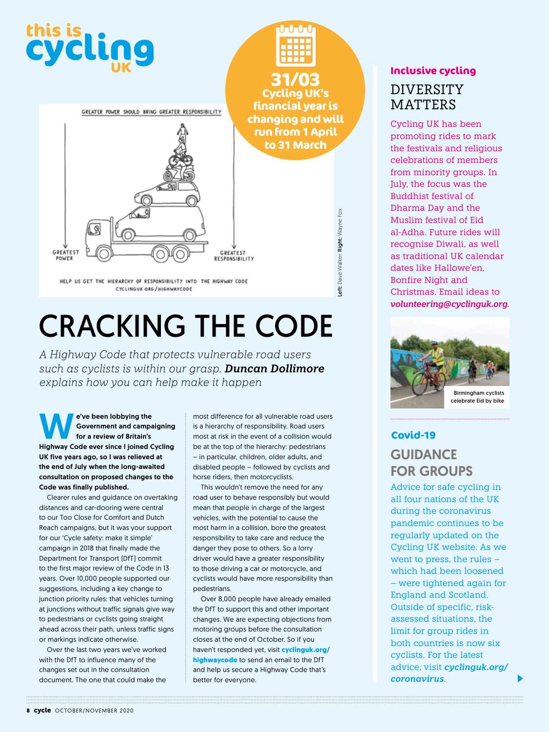# this is cycling UK

**31/03**
**Cycling UK's financial year is changing and will run from 1 April to 31 March**

GREATER POWER SHOULD BRING GREATER RESPONSIBILITY

GREATEST POWER

GREATEST RESPONSIBILITY

HELP US GET THE HIERARCHY OF RESPONSIBILITY INTO THE HIGHWAY CODE
CYCLINGUK.ORG/HIGHWAYCODE

**Left:** Dave Walker. **Right:** Wayne Fox

# CRACKING THE CODE

*A Highway Code that protects vulnerable road users such as cyclists is within our grasp.* ***Duncan Dollimore*** *explains how you can help make it happen*

**We've been lobbying the Government and campaigning for a review of Britain's Highway Code ever since I joined Cycling UK five years ago, so I was relieved at the end of July when the long-awaited consultation on proposed changes to the Code was finally published.**

Clearer rules and guidance on overtaking distances and car-dooring were central to our Too Close for Comfort and Dutch Reach campaigns, but it was your support for our 'Cycle safety: make it simple' campaign in 2018 that finally made the Department for Transport (DfT) commit to the first major review of the Code in 13 years. Over 10,000 people supported our suggestions, including a key change to junction priority rules: that vehicles turning at junctions without traffic signals give way to pedestrians or cyclists going straight ahead across their path, unless traffic signs or markings indicate otherwise.

Over the last two years we've worked with the DfT to influence many of the changes set out in the consultation document. The one that could make the most difference for all vulnerable road users is a hierarchy of responsibility. Road users most at risk in the event of a collision would be at the top of the hierarchy: pedestrians – in particular, children, older adults, and disabled people – followed by cyclists and horse riders, then motorcyclists.

This wouldn't remove the need for any road user to behave responsibly but would mean that people in charge of the largest vehicles, with the potential to cause the most harm in a collision, bore the greatest responsibility to take care and reduce the danger they pose to others. So a lorry driver would have a greater responsibility to those driving a car or motorcycle, and cyclists would have more responsibility than pedestrians.

Over 8,000 people have already emailed the DfT to support this and other important changes. We are expecting objections from motoring groups before the consultation closes at the end of October. So if you haven't responded yet, visit **cyclinguk.org/highwaycode** to send an email to the DfT and help us secure a Highway Code that's better for everyone.

## Inclusive cycling

### DIVERSITY MATTERS

Cycling UK has been promoting rides to mark the festivals and religious celebrations of members from minority groups. In July, the focus was the Buddhist festival of Dharma Day and the Muslim festival of Eid al-Adha. Future rides will recognise Diwali, as well as traditional UK calendar dates like Hallowe'en, Bonfire Night and Christmas. Email ideas to ***volunteering@cyclinguk.org***.

Birmingham cyclists celebrate Eid by bike

## Covid-19

### GUIDANCE FOR GROUPS

Advice for safe cycling in all four nations of the UK during the coronavirus pandemic continues to be regularly updated on the Cycling UK website. As we went to press, the rules – which had been loosened – were tightened again for England and Scotland. Outside of specific, risk-assessed situations, the limit for group rides in both countries is now six cyclists. For the latest advice, visit ***cyclinguk.org/coronavirus***.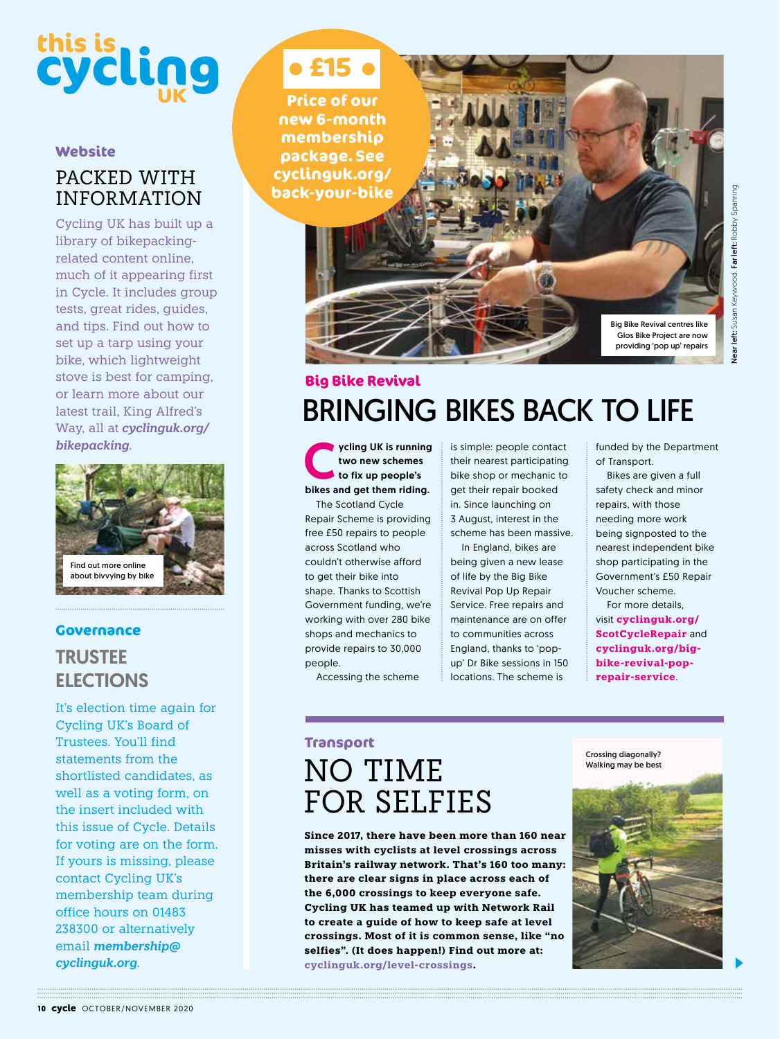# this is cycling UK

### Website

## PACKED WITH INFORMATION

Cycling UK has built up a library of bikepacking-related content online, much of it appearing first in Cycle. It includes group tests, great rides, guides, and tips. Find out how to set up a tarp using your bike, which lightweight stove is best for camping, or learn more about our latest trail, King Alfred's Way, all at ***cyclinguk.org/bikepacking***.

Find out more online about bivvying by bike

### Governance

## TRUSTEE ELECTIONS

It's election time again for Cycling UK's Board of Trustees. You'll find statements from the shortlisted candidates, as well as a voting form, on the insert included with this issue of Cycle. Details for voting are on the form. If yours is missing, please contact Cycling UK's membership team during office hours on 01483 238300 or alternatively email ***membership@cyclinguk.org***.

**• £15 •**

**Price of our new 6-month membership package. See cyclinguk.org/back-your-bike**

Big Bike Revival centres like Glos Bike Project are now providing 'pop up' repairs

Near left: Susan Keywood. Far left: Robby Spanring

### Big Bike Revival

## BRINGING BIKES BACK TO LIFE

**Cycling UK is running two new schemes to fix up people's bikes and get them riding.**

The Scotland Cycle Repair Scheme is providing free £50 repairs to people across Scotland who couldn't otherwise afford to get their bike into shape. Thanks to Scottish Government funding, we're working with over 280 bike shops and mechanics to provide repairs to 30,000 people.

Accessing the scheme is simple: people contact their nearest participating bike shop or mechanic to get their repair booked in. Since launching on 3 August, interest in the scheme has been massive.

In England, bikes are being given a new lease of life by the Big Bike Revival Pop Up Repair Service. Free repairs and maintenance are on offer to communities across England, thanks to 'pop-up' Dr Bike sessions in 150 locations. The scheme is funded by the Department of Transport.

Bikes are given a full safety check and minor repairs, with those needing more work being signposted to the nearest independent bike shop participating in the Government's £50 Repair Voucher scheme.

For more details, visit **cyclinguk.org/ScotCycleRepair** and **cyclinguk.org/big-bike-revival-pop-repair-service**.

### Transport

## NO TIME FOR SELFIES

**Since 2017, there have been more than 160 near misses with cyclists at level crossings across Britain's railway network. That's 160 too many: there are clear signs in place across each of the 6,000 crossings to keep everyone safe. Cycling UK has teamed up with Network Rail to create a guide of how to keep safe at level crossings. Most of it is common sense, like "no selfies". (It does happen!) Find out more at: cyclinguk.org/level-crossings.**

Crossing diagonally? Walking may be best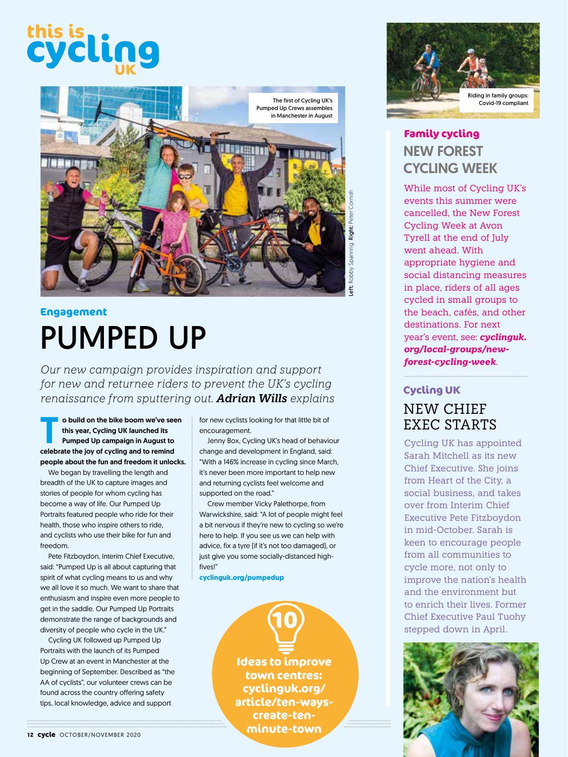# this is cycling UK

The first of Cycling UK's Pumped Up Crews assembles in Manchester in August

Left: Robby Spanring Right: Peter Cornish

## Engagement

# PUMPED UP

*Our new campaign provides inspiration and support for new and returnee riders to prevent the UK's cycling renaissance from sputtering out. **Adrian Wills** explains*

**To build on the bike boom we've seen this year, Cycling UK launched its Pumped Up campaign in August to celebrate the joy of cycling and to remind people about the fun and freedom it unlocks.**

We began by travelling the length and breadth of the UK to capture images and stories of people for whom cycling has become a way of life. Our Pumped Up Portraits featured people who ride for their health, those who inspire others to ride, and cyclists who use their bike for fun and freedom.

Pete Fitzboydon, Interim Chief Executive, said: "Pumped Up is all about capturing that spirit of what cycling means to us and why we all love it so much. We want to share that enthusiasm and inspire even more people to get in the saddle. Our Pumped Up Portraits demonstrate the range of backgrounds and diversity of people who cycle in the UK."

Cycling UK followed up Pumped Up Portraits with the launch of its Pumped Up Crew at an event in Manchester at the beginning of September. Described as "the AA of cyclists", our volunteer crews can be found across the country offering safety tips, local knowledge, advice and support for new cyclists looking for that little bit of encouragement.

Jenny Box, Cycling UK's head of behaviour change and development in England, said: "With a 146% increase in cycling since March, it's never been more important to help new and returning cyclists feel welcome and supported on the road."

Crew member Vicky Palethorpe, from Warwickshire, said: "A lot of people might feel a bit nervous if they're new to cycling so we're here to help. If you see us we can help with advice, fix a tyre [if it's not too damaged], or just give you some socially-distanced high-fives!"

**cyclinguk.org/pumpedup**

**10 Ideas to improve town centres: cyclinguk.org/article/ten-ways-create-ten-minute-town**

Riding in family groups: Covid-19 compliant

## Family cycling

### NEW FOREST CYCLING WEEK

While most of Cycling UK's events this summer were cancelled, the New Forest Cycling Week at Avon Tyrell at the end of July went ahead. With appropriate hygiene and social distancing measures in place, riders of all ages cycled in small groups to the beach, cafés, and other destinations. For next year's event, see: ***cyclinguk.org/local-groups/new-forest-cycling-week***.

## Cycling UK

### NEW CHIEF EXEC STARTS

Cycling UK has appointed Sarah Mitchell as its new Chief Executive. She joins from Heart of the City, a social business, and takes over from Interim Chief Executive Pete Fitzboydon in mid-October. Sarah is keen to encourage people from all communities to cycle more, not only to improve the nation's health and the environment but to enrich their lives. Former Chief Executive Paul Tuohy stepped down in April.